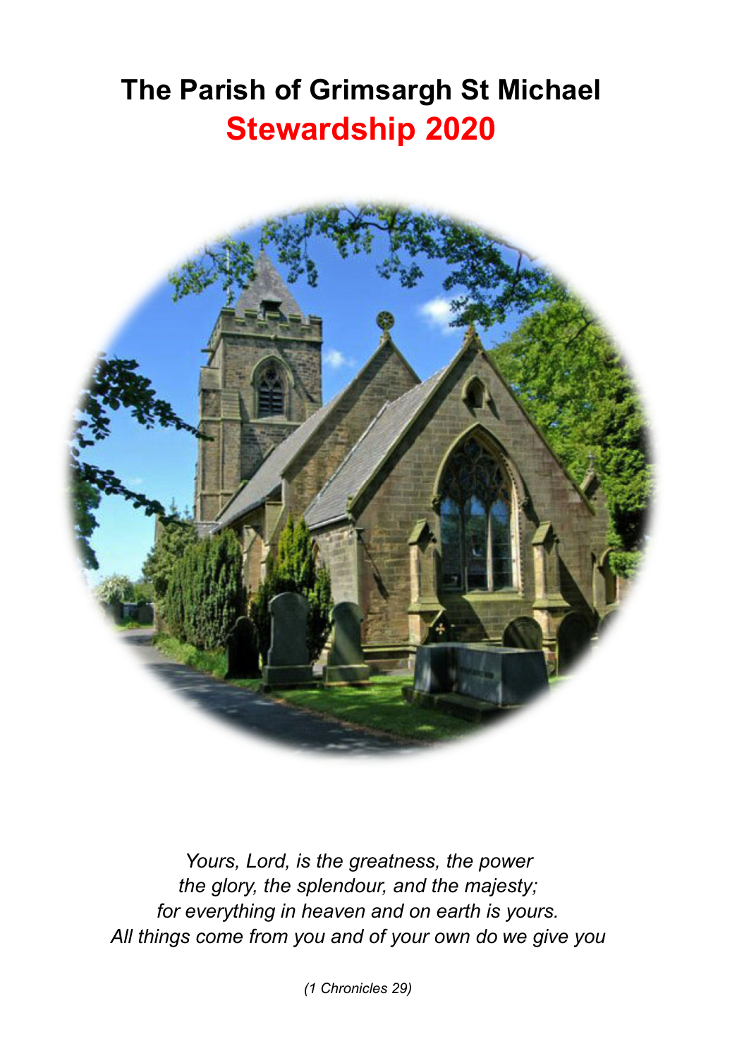# The Parish of Grimsargh St Michael

## Stewardship 2020

*Yours, Lord, is the greatness, the power*
*the glory, the splendour, and the majesty;*
*for everything in heaven and on earth is yours.*
*All things come from you and of your own do we give you*

*(1 Chronicles 29)*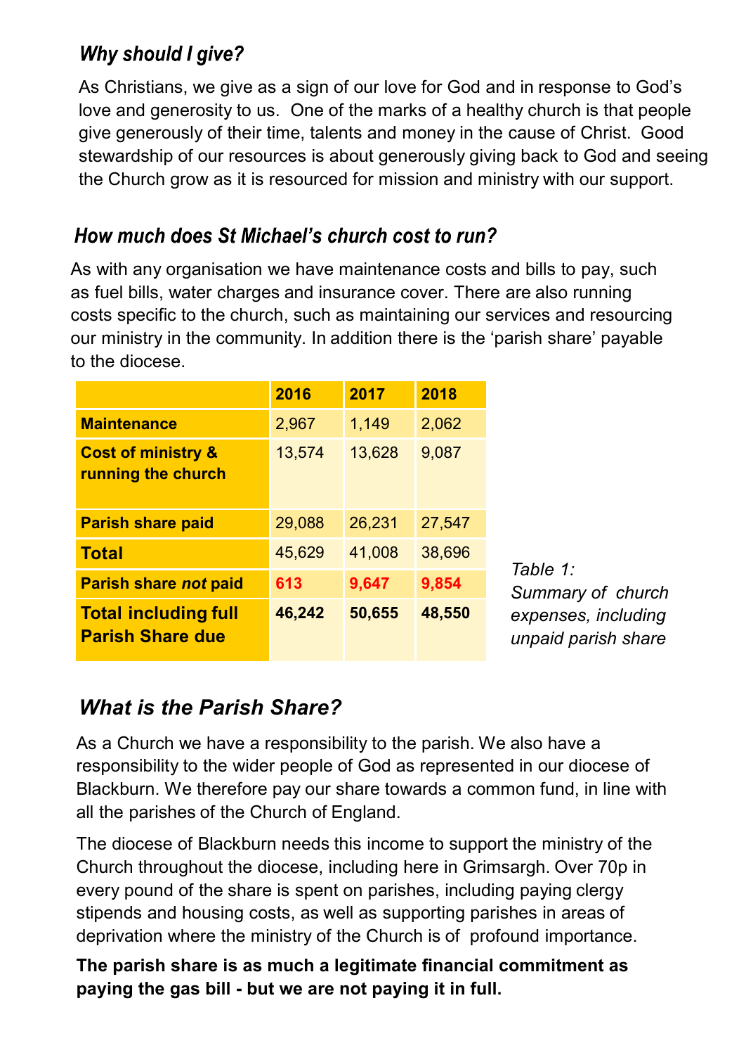## *Why should I give?*

As Christians, we give as a sign of our love for God and in response to God's love and generosity to us. One of the marks of a healthy church is that people give generously of their time, talents and money in the cause of Christ. Good stewardship of our resources is about generously giving back to God and seeing the Church grow as it is resourced for mission and ministry with our support.

## *How much does St Michael's church cost to run?*

As with any organisation we have maintenance costs and bills to pay, such as fuel bills, water charges and insurance cover. There are also running costs specific to the church, such as maintaining our services and resourcing our ministry in the community. In addition there is the 'parish share' payable to the diocese.

| | 2016 | 2017 | 2018 |
|---|---|---|---|
| **Maintenance** | 2,967 | 1,149 | 2,062 |
| **Cost of ministry & running the church** | 13,574 | 13,628 | 9,087 |
| **Parish share paid** | 29,088 | 26,231 | 27,547 |
| **Total** | 45,629 | 41,008 | 38,696 |
| **Parish share *not* paid** | **613** | **9,647** | **9,854** |
| **Total including full Parish Share due** | **46,242** | **50,655** | **48,550** |

*Table 1: Summary of church expenses, including unpaid parish share*

## *What is the Parish Share?*

As a Church we have a responsibility to the parish. We also have a responsibility to the wider people of God as represented in our diocese of Blackburn. We therefore pay our share towards a common fund, in line with all the parishes of the Church of England.

The diocese of Blackburn needs this income to support the ministry of the Church throughout the diocese, including here in Grimsargh. Over 70p in every pound of the share is spent on parishes, including paying clergy stipends and housing costs, as well as supporting parishes in areas of deprivation where the ministry of the Church is of profound importance.

**The parish share is as much a legitimate financial commitment as paying the gas bill - but we are not paying it in full.**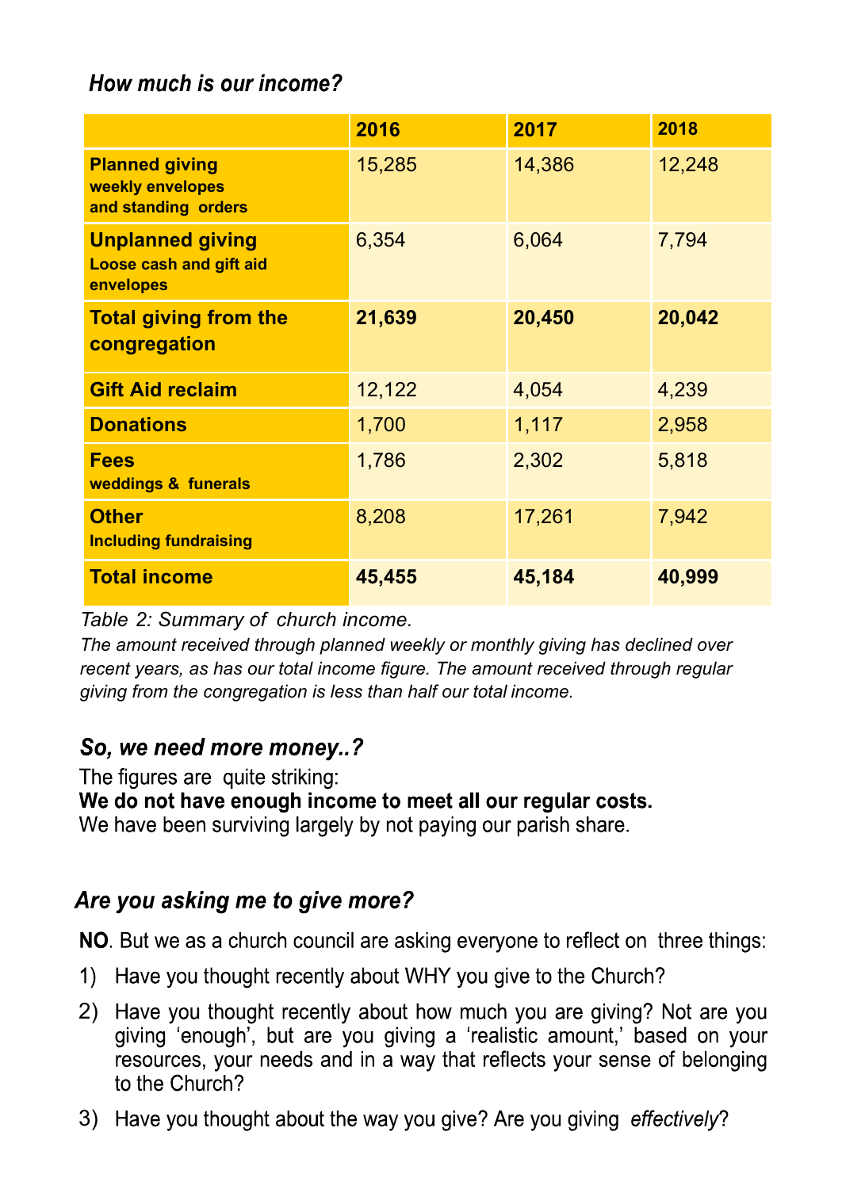## *How much is our income?*

| | 2016 | 2017 | 2018 |
|---|---|---|---|
| **Planned giving** weekly envelopes and standing orders | 15,285 | 14,386 | 12,248 |
| **Unplanned giving** Loose cash and gift aid envelopes | 6,354 | 6,064 | 7,794 |
| **Total giving from the congregation** | **21,639** | **20,450** | **20,042** |
| **Gift Aid reclaim** | 12,122 | 4,054 | 4,239 |
| **Donations** | 1,700 | 1,117 | 2,958 |
| **Fees** weddings & funerals | 1,786 | 2,302 | 5,818 |
| **Other** Including fundraising | 8,208 | 17,261 | 7,942 |
| **Total income** | **45,455** | **45,184** | **40,999** |

*Table 2: Summary of church income.*

*The amount received through planned weekly or monthly giving has declined over recent years, as has our total income figure. The amount received through regular giving from the congregation is less than half our total income.*

## *So, we need more money..?*

The figures are quite striking:

**We do not have enough income to meet all our regular costs.**

We have been surviving largely by not paying our parish share.

## *Are you asking me to give more?*

**NO**. But we as a church council are asking everyone to reflect on three things:

1) Have you thought recently about WHY you give to the Church?
2) Have you thought recently about how much you are giving? Not are you giving 'enough', but are you giving a 'realistic amount,' based on your resources, your needs and in a way that reflects your sense of belonging to the Church?
3) Have you thought about the way you give? Are you giving *effectively*?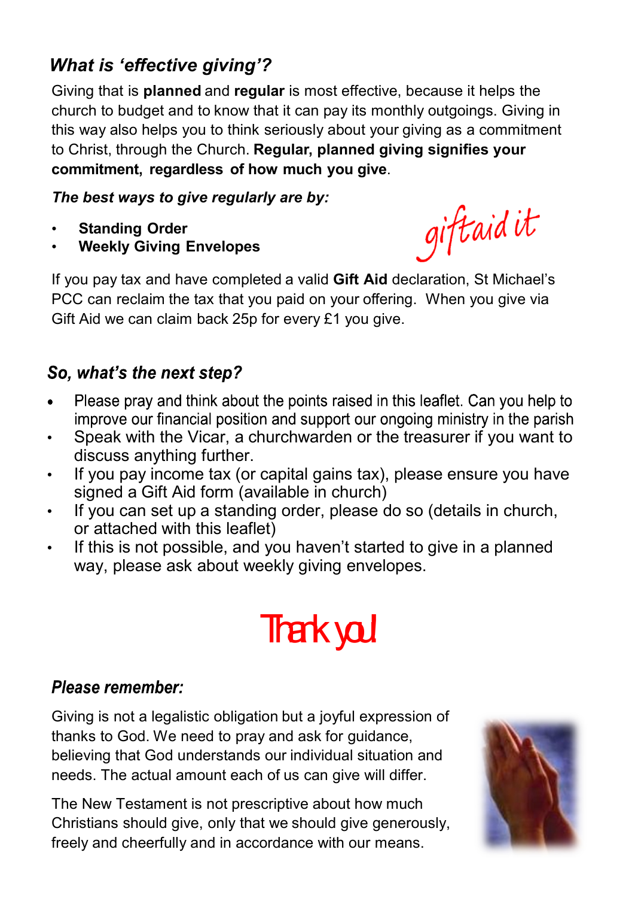## *What is 'effective giving'?*

Giving that is **planned** and **regular** is most effective, because it helps the church to budget and to know that it can pay its monthly outgoings. Giving in this way also helps you to think seriously about your giving as a commitment to Christ, through the Church. **Regular, planned giving signifies your commitment, regardless of how much you give**.

***The best ways to give regularly are by:***

- **Standing Order**
- **Weekly Giving Envelopes**

giftaid it

If you pay tax and have completed a valid **Gift Aid** declaration, St Michael's PCC can reclaim the tax that you paid on your offering. When you give via Gift Aid we can claim back 25p for every £1 you give.

## *So, what's the next step?*

- Please pray and think about the points raised in this leaflet. Can you help to improve our financial position and support our ongoing ministry in the parish
- Speak with the Vicar, a churchwarden or the treasurer if you want to discuss anything further.
- If you pay income tax (or capital gains tax), please ensure you have signed a Gift Aid form (available in church)
- If you can set up a standing order, please do so (details in church, or attached with this leaflet)
- If this is not possible, and you haven't started to give in a planned way, please ask about weekly giving envelopes.

Thank you!

## *Please remember:*

Giving is not a legalistic obligation but a joyful expression of thanks to God. We need to pray and ask for guidance, believing that God understands our individual situation and needs. The actual amount each of us can give will differ.

The New Testament is not prescriptive about how much Christians should give, only that we should give generously, freely and cheerfully and in accordance with our means.